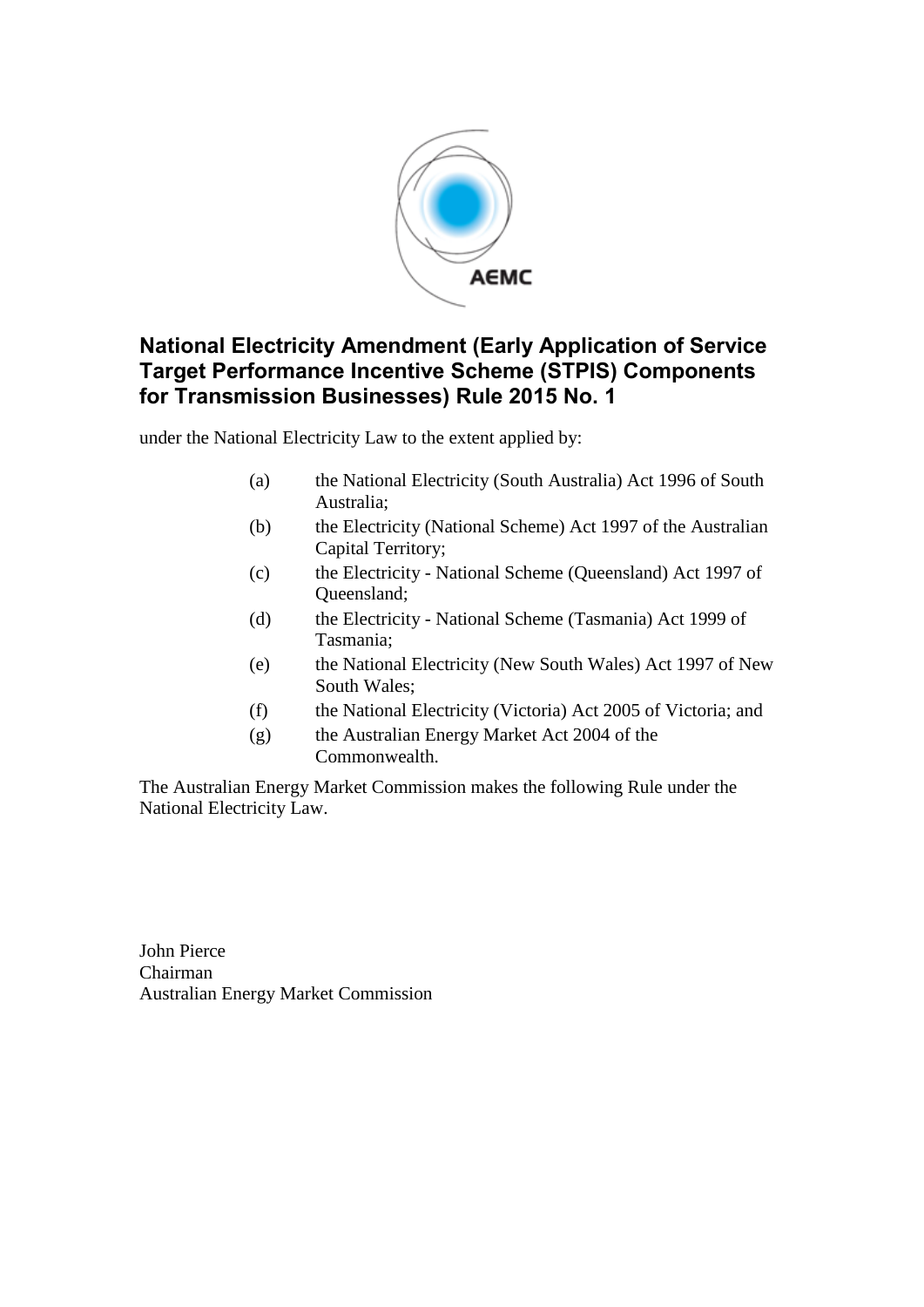# National Electricity Amendment (Early Application of Service Target Performance Incentive Scheme (STPIS) Components for Transmission Businesses) Rule 2015 No. 1

under the National Electricity Law to the extent applied by:

(a) the National Electricity (South Australia) Act 1996 of South Australia;

(b) the Electricity (National Scheme) Act 1997 of the Australian Capital Territory;

(c) the Electricity - National Scheme (Queensland) Act 1997 of Queensland;

(d) the Electricity - National Scheme (Tasmania) Act 1999 of Tasmania;

(e) the National Electricity (New South Wales) Act 1997 of New South Wales;

(f) the National Electricity (Victoria) Act 2005 of Victoria; and

(g) the Australian Energy Market Act 2004 of the Commonwealth.

The Australian Energy Market Commission makes the following Rule under the National Electricity Law.

John Pierce
Chairman
Australian Energy Market Commission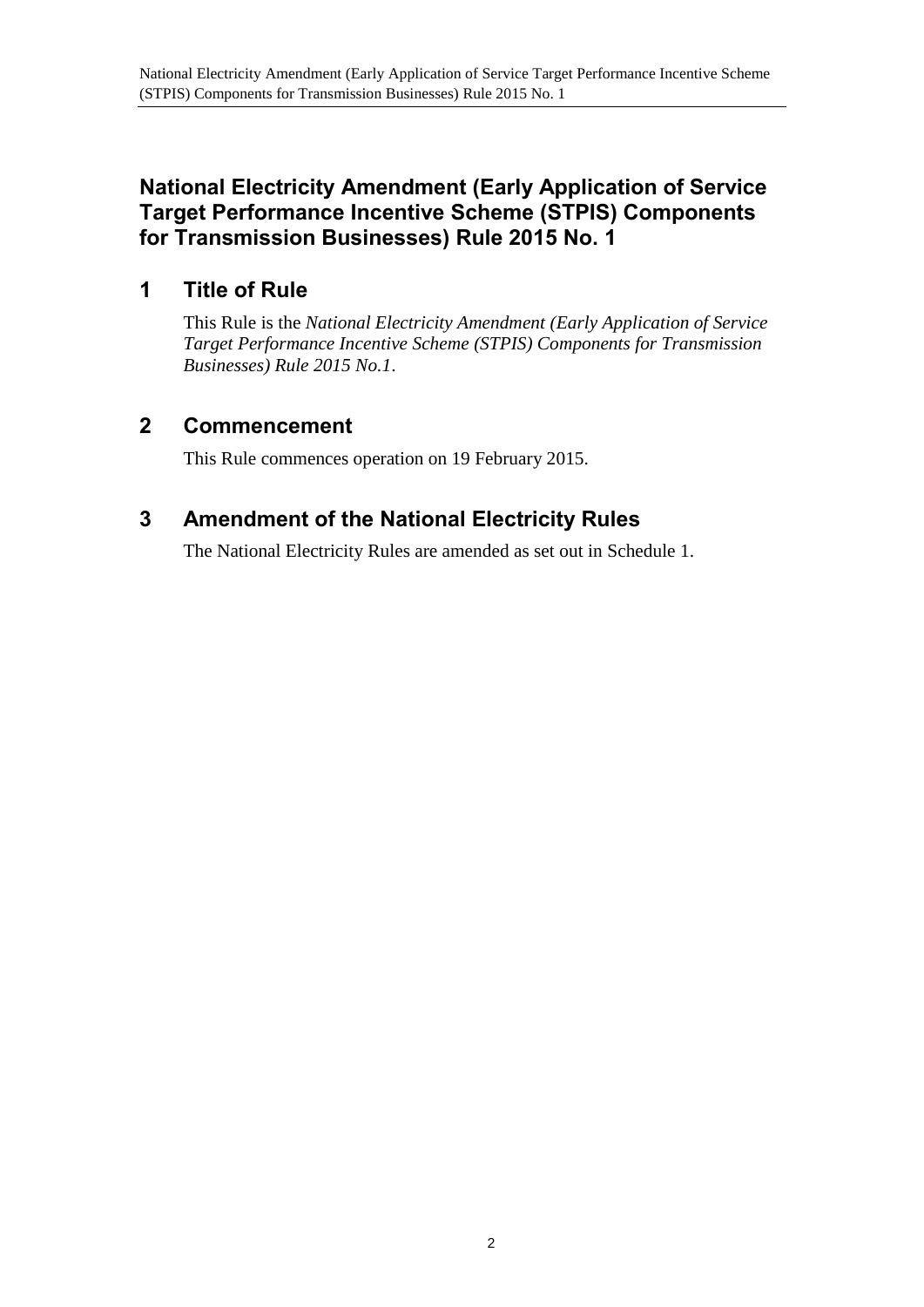# National Electricity Amendment (Early Application of Service Target Performance Incentive Scheme (STPIS) Components for Transmission Businesses) Rule 2015 No. 1

## 1 Title of Rule

This Rule is the *National Electricity Amendment (Early Application of Service Target Performance Incentive Scheme (STPIS) Components for Transmission Businesses) Rule 2015 No.1*.

## 2 Commencement

This Rule commences operation on 19 February 2015.

## 3 Amendment of the National Electricity Rules

The National Electricity Rules are amended as set out in Schedule 1.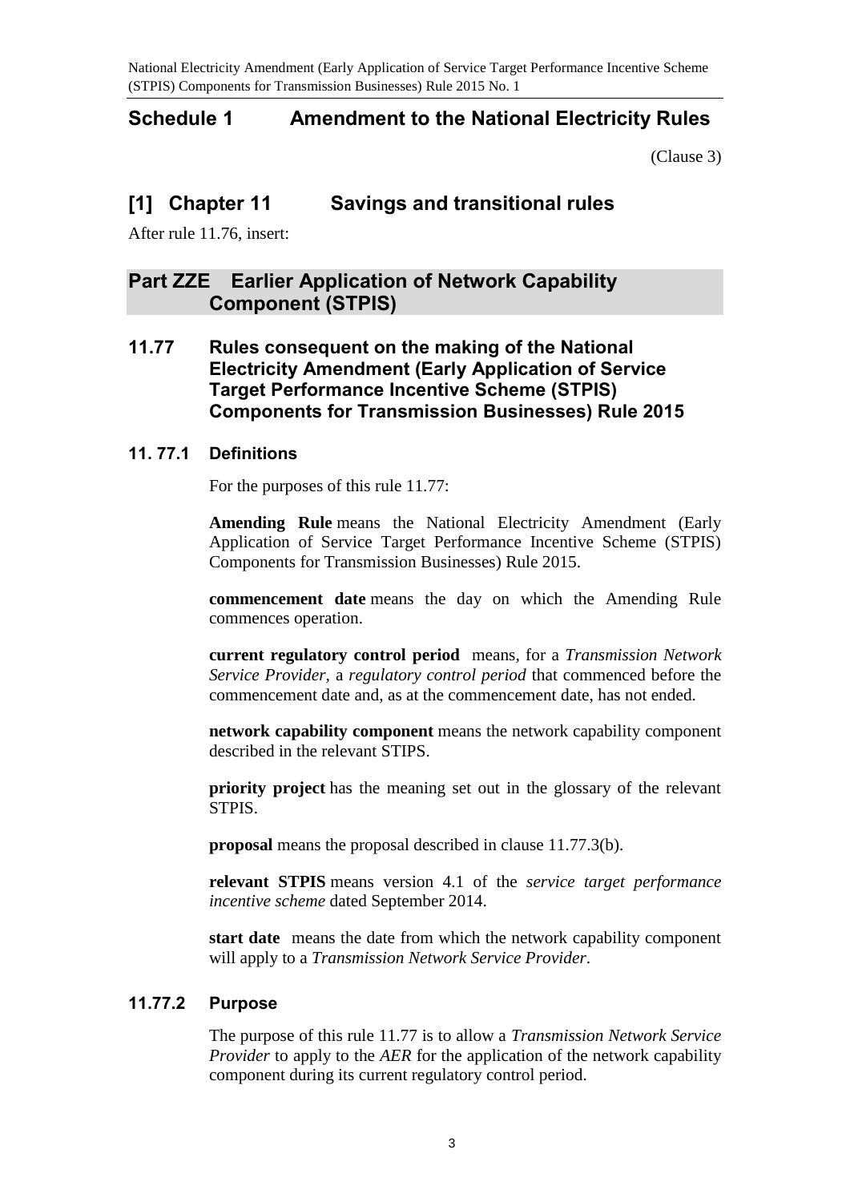# Schedule 1 Amendment to the National Electricity Rules

(Clause 3)

## [1] Chapter 11 Savings and transitional rules

After rule 11.76, insert:

## Part ZZE Earlier Application of Network Capability Component (STPIS)

### 11.77 Rules consequent on the making of the National Electricity Amendment (Early Application of Service Target Performance Incentive Scheme (STPIS) Components for Transmission Businesses) Rule 2015

#### 11. 77.1 Definitions

For the purposes of this rule 11.77:

**Amending Rule** means the National Electricity Amendment (Early Application of Service Target Performance Incentive Scheme (STPIS) Components for Transmission Businesses) Rule 2015.

**commencement date** means the day on which the Amending Rule commences operation.

**current regulatory control period** means, for a *Transmission Network Service Provider*, a *regulatory control period* that commenced before the commencement date and, as at the commencement date, has not ended.

**network capability component** means the network capability component described in the relevant STIPS.

**priority project** has the meaning set out in the glossary of the relevant STPIS.

**proposal** means the proposal described in clause 11.77.3(b).

**relevant STPIS** means version 4.1 of the *service target performance incentive scheme* dated September 2014.

**start date** means the date from which the network capability component will apply to a *Transmission Network Service Provider*.

#### 11.77.2 Purpose

The purpose of this rule 11.77 is to allow a *Transmission Network Service Provider* to apply to the *AER* for the application of the network capability component during its current regulatory control period.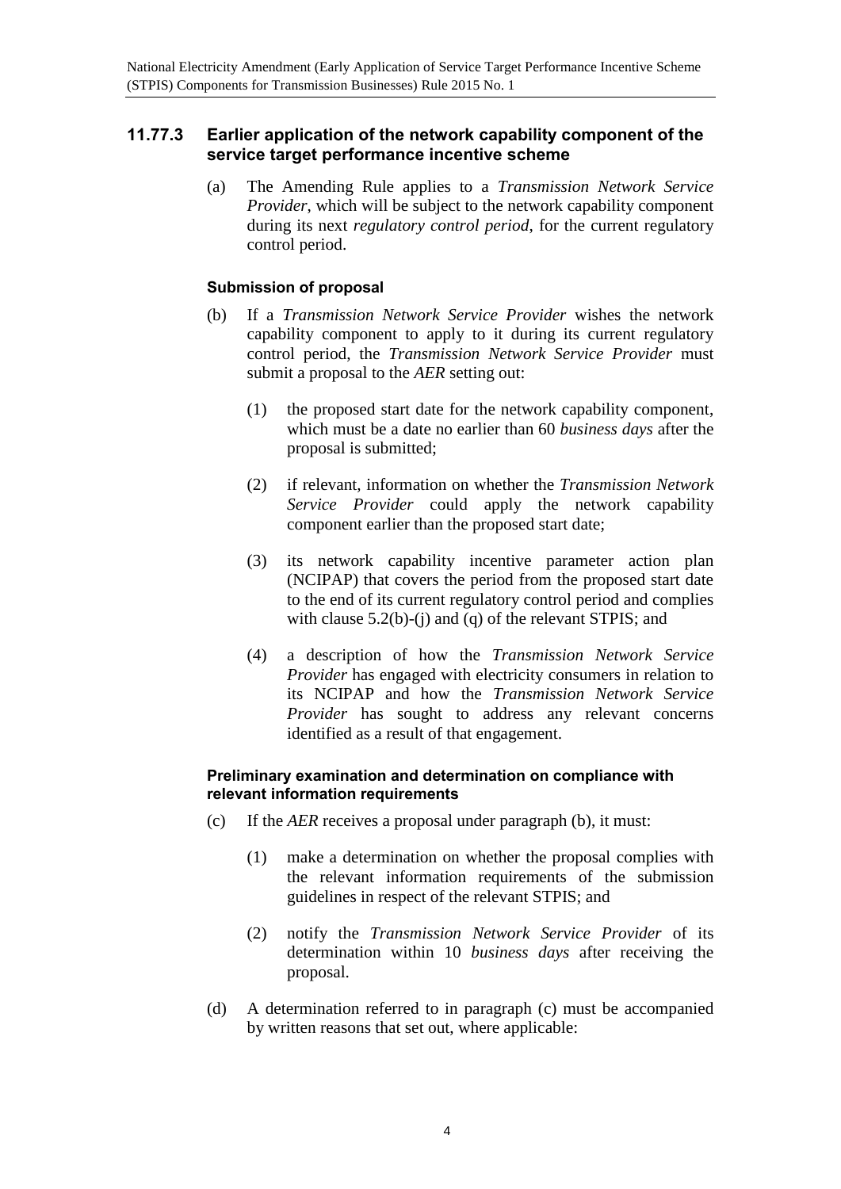### 11.77.3 Earlier application of the network capability component of the service target performance incentive scheme

(a) The Amending Rule applies to a *Transmission Network Service Provider*, which will be subject to the network capability component during its next *regulatory control period*, for the current regulatory control period.

#### Submission of proposal

(b) If a *Transmission Network Service Provider* wishes the network capability component to apply to it during its current regulatory control period, the *Transmission Network Service Provider* must submit a proposal to the *AER* setting out:

(1) the proposed start date for the network capability component, which must be a date no earlier than 60 *business days* after the proposal is submitted;

(2) if relevant, information on whether the *Transmission Network Service Provider* could apply the network capability component earlier than the proposed start date;

(3) its network capability incentive parameter action plan (NCIPAP) that covers the period from the proposed start date to the end of its current regulatory control period and complies with clause 5.2(b)-(j) and (q) of the relevant STPIS; and

(4) a description of how the *Transmission Network Service Provider* has engaged with electricity consumers in relation to its NCIPAP and how the *Transmission Network Service Provider* has sought to address any relevant concerns identified as a result of that engagement.

#### Preliminary examination and determination on compliance with relevant information requirements

(c) If the *AER* receives a proposal under paragraph (b), it must:

(1) make a determination on whether the proposal complies with the relevant information requirements of the submission guidelines in respect of the relevant STPIS; and

(2) notify the *Transmission Network Service Provider* of its determination within 10 *business days* after receiving the proposal.

(d) A determination referred to in paragraph (c) must be accompanied by written reasons that set out, where applicable: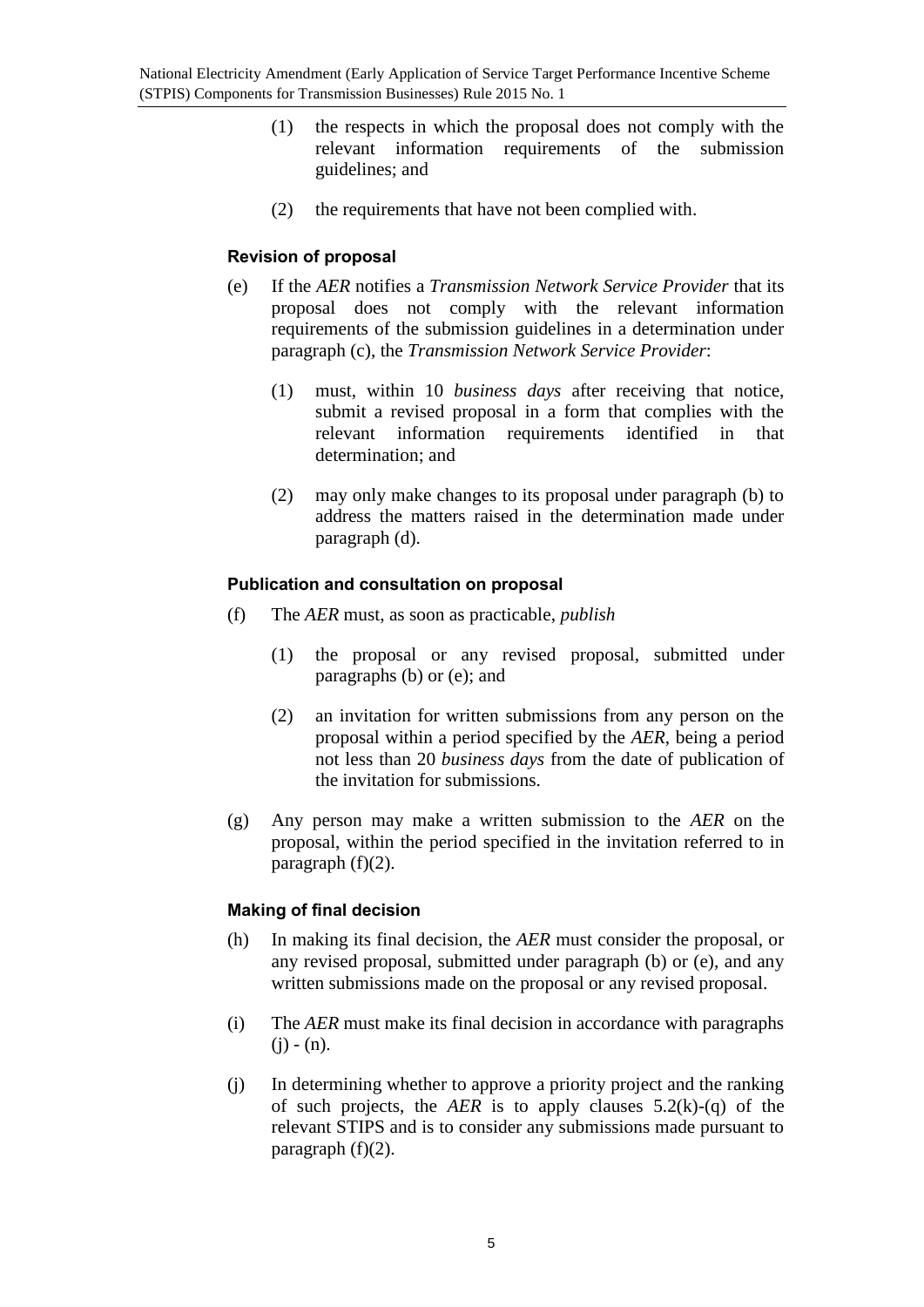(1) the respects in which the proposal does not comply with the relevant information requirements of the submission guidelines; and

(2) the requirements that have not been complied with.

#### Revision of proposal

(e) If the *AER* notifies a *Transmission Network Service Provider* that its proposal does not comply with the relevant information requirements of the submission guidelines in a determination under paragraph (c), the *Transmission Network Service Provider*:

(1) must, within 10 *business days* after receiving that notice, submit a revised proposal in a form that complies with the relevant information requirements identified in that determination; and

(2) may only make changes to its proposal under paragraph (b) to address the matters raised in the determination made under paragraph (d).

#### Publication and consultation on proposal

(f) The *AER* must, as soon as practicable, *publish*

(1) the proposal or any revised proposal, submitted under paragraphs (b) or (e); and

(2) an invitation for written submissions from any person on the proposal within a period specified by the *AER*, being a period not less than 20 *business days* from the date of publication of the invitation for submissions.

(g) Any person may make a written submission to the *AER* on the proposal, within the period specified in the invitation referred to in paragraph (f)(2).

#### Making of final decision

(h) In making its final decision, the *AER* must consider the proposal, or any revised proposal, submitted under paragraph (b) or (e), and any written submissions made on the proposal or any revised proposal.

(i) The *AER* must make its final decision in accordance with paragraphs (j) - (n).

(j) In determining whether to approve a priority project and the ranking of such projects, the *AER* is to apply clauses 5.2(k)-(q) of the relevant STIPS and is to consider any submissions made pursuant to paragraph (f)(2).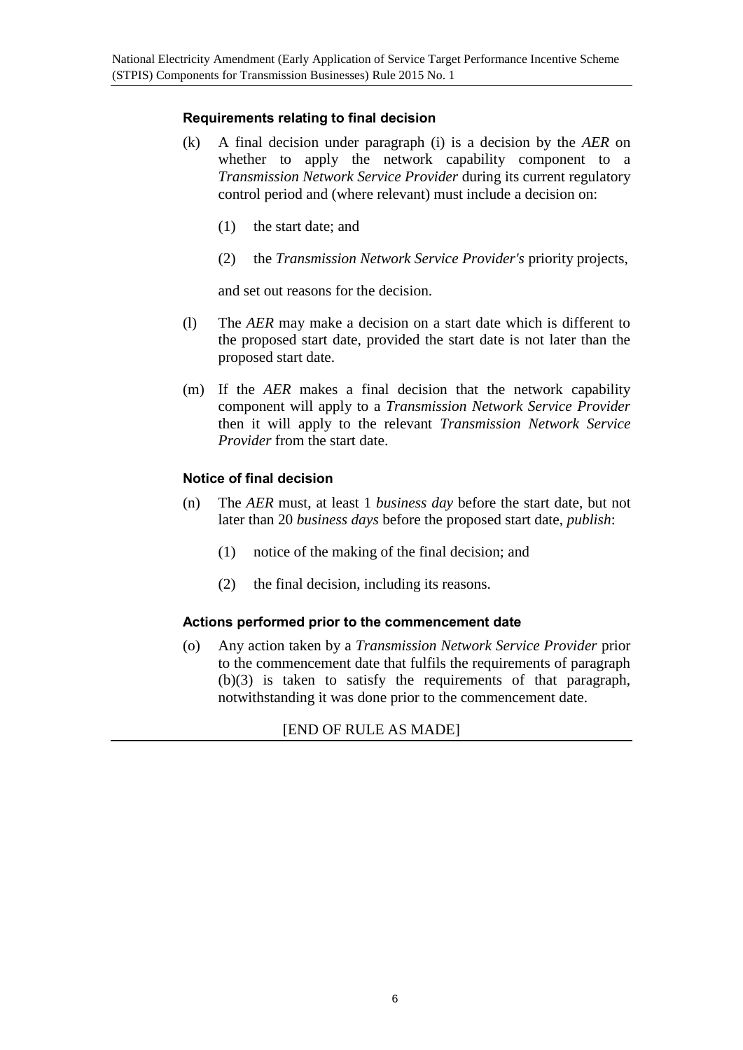**Requirements relating to final decision**

(k) A final decision under paragraph (i) is a decision by the *AER* on whether to apply the network capability component to a *Transmission Network Service Provider* during its current regulatory control period and (where relevant) must include a decision on:

(1) the start date; and

(2) the *Transmission Network Service Provider's* priority projects,

and set out reasons for the decision.

(l) The *AER* may make a decision on a start date which is different to the proposed start date, provided the start date is not later than the proposed start date.

(m) If the *AER* makes a final decision that the network capability component will apply to a *Transmission Network Service Provider* then it will apply to the relevant *Transmission Network Service Provider* from the start date.

**Notice of final decision**

(n) The *AER* must, at least 1 *business day* before the start date, but not later than 20 *business days* before the proposed start date, *publish*:

(1) notice of the making of the final decision; and

(2) the final decision, including its reasons.

**Actions performed prior to the commencement date**

(o) Any action taken by a *Transmission Network Service Provider* prior to the commencement date that fulfils the requirements of paragraph (b)(3) is taken to satisfy the requirements of that paragraph, notwithstanding it was done prior to the commencement date.

[END OF RULE AS MADE]